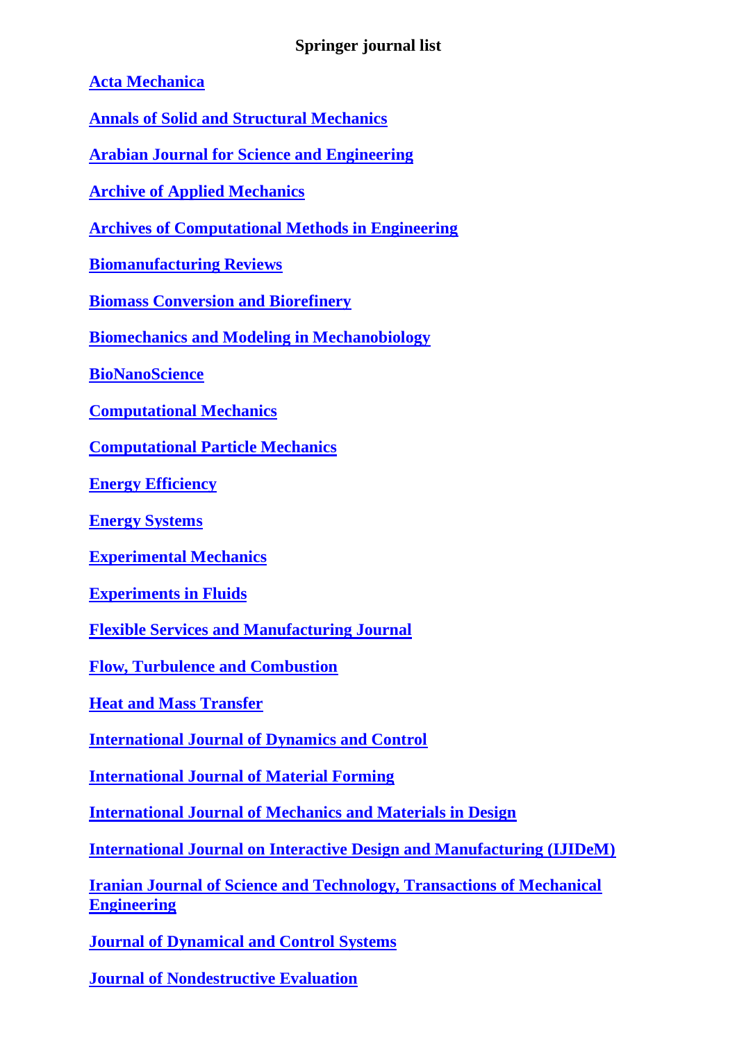# Springer journal list

**Acta Mechanica**

**Annals of Solid and Structural Mechanics**

**Arabian Journal for Science and Engineering**

**Archive of Applied Mechanics**

**Archives of Computational Methods in Engineering**

**Biomanufacturing Reviews**

**Biomass Conversion and Biorefinery**

**Biomechanics and Modeling in Mechanobiology**

**BioNanoScience**

**Computational Mechanics**

**Computational Particle Mechanics**

**Energy Efficiency**

**Energy Systems**

**Experimental Mechanics**

**Experiments in Fluids**

**Flexible Services and Manufacturing Journal**

**Flow, Turbulence and Combustion**

**Heat and Mass Transfer**

**International Journal of Dynamics and Control**

**International Journal of Material Forming**

**International Journal of Mechanics and Materials in Design**

**International Journal on Interactive Design and Manufacturing (IJIDeM)**

**Iranian Journal of Science and Technology, Transactions of Mechanical Engineering**

**Journal of Dynamical and Control Systems**

**Journal of Nondestructive Evaluation**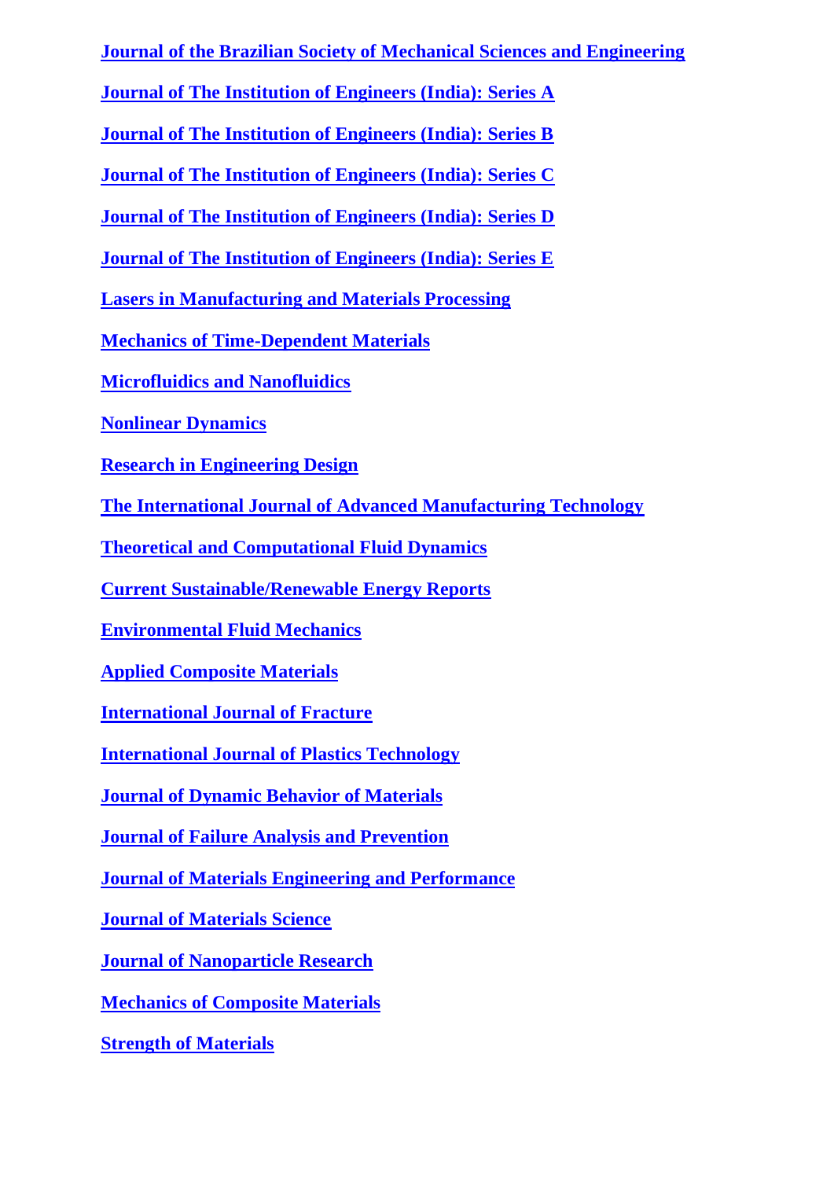**Journal of the Brazilian Society of Mechanical Sciences and Engineering**

**Journal of The Institution of Engineers (India): Series A**

**Journal of The Institution of Engineers (India): Series B**

**Journal of The Institution of Engineers (India): Series C**

**Journal of The Institution of Engineers (India): Series D**

**Journal of The Institution of Engineers (India): Series E**

**Lasers in Manufacturing and Materials Processing**

**Mechanics of Time-Dependent Materials**

**Microfluidics and Nanofluidics**

**Nonlinear Dynamics**

**Research in Engineering Design**

**The International Journal of Advanced Manufacturing Technology**

**Theoretical and Computational Fluid Dynamics**

**Current Sustainable/Renewable Energy Reports**

**Environmental Fluid Mechanics**

**Applied Composite Materials**

**International Journal of Fracture**

**International Journal of Plastics Technology**

**Journal of Dynamic Behavior of Materials**

**Journal of Failure Analysis and Prevention**

**Journal of Materials Engineering and Performance**

**Journal of Materials Science**

**Journal of Nanoparticle Research**

**Mechanics of Composite Materials**

**Strength of Materials**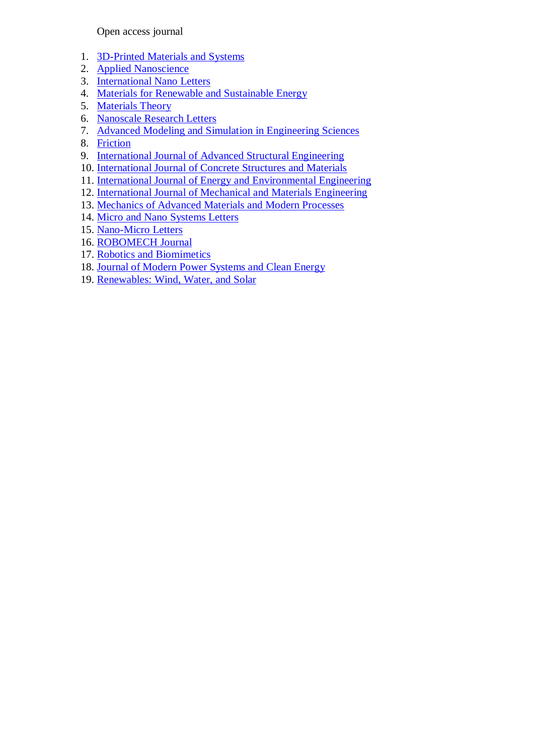Open access journal

1. 3D-Printed Materials and Systems
2. Applied Nanoscience
3. International Nano Letters
4. Materials for Renewable and Sustainable Energy
5. Materials Theory
6. Nanoscale Research Letters
7. Advanced Modeling and Simulation in Engineering Sciences
8. Friction
9. International Journal of Advanced Structural Engineering
10. International Journal of Concrete Structures and Materials
11. International Journal of Energy and Environmental Engineering
12. International Journal of Mechanical and Materials Engineering
13. Mechanics of Advanced Materials and Modern Processes
14. Micro and Nano Systems Letters
15. Nano-Micro Letters
16. ROBOMECH Journal
17. Robotics and Biomimetics
18. Journal of Modern Power Systems and Clean Energy
19. Renewables: Wind, Water, and Solar